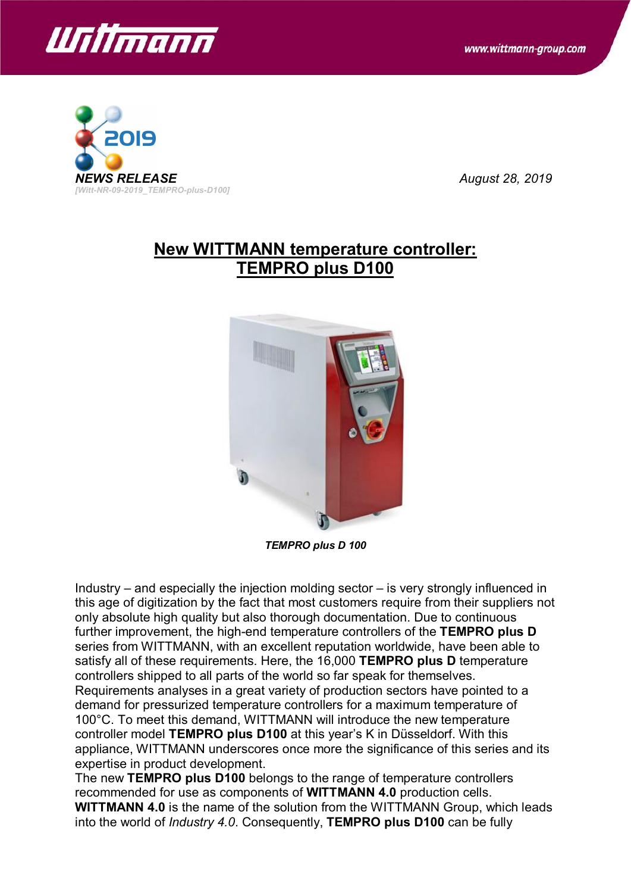*NEWS RELEASE*

*[Witt-NR-09-2019_TEMPRO-plus-D100]*

*August 28, 2019*

# New WITTMANN temperature controller: TEMPRO plus D100

*TEMPRO plus D 100*

Industry – and especially the injection molding sector – is very strongly influenced in this age of digitization by the fact that most customers require from their suppliers not only absolute high quality but also thorough documentation. Due to continuous further improvement, the high-end temperature controllers of the **TEMPRO plus D** series from WITTMANN, with an excellent reputation worldwide, have been able to satisfy all of these requirements. Here, the 16,000 **TEMPRO plus D** temperature controllers shipped to all parts of the world so far speak for themselves.
Requirements analyses in a great variety of production sectors have pointed to a demand for pressurized temperature controllers for a maximum temperature of 100°C. To meet this demand, WITTMANN will introduce the new temperature controller model **TEMPRO plus D100** at this year's K in Düsseldorf. With this appliance, WITTMANN underscores once more the significance of this series and its expertise in product development.
The new **TEMPRO plus D100** belongs to the range of temperature controllers recommended for use as components of **WITTMANN 4.0** production cells. **WITTMANN 4.0** is the name of the solution from the WITTMANN Group, which leads into the world of *Industry 4.0*. Consequently, **TEMPRO plus D100** can be fully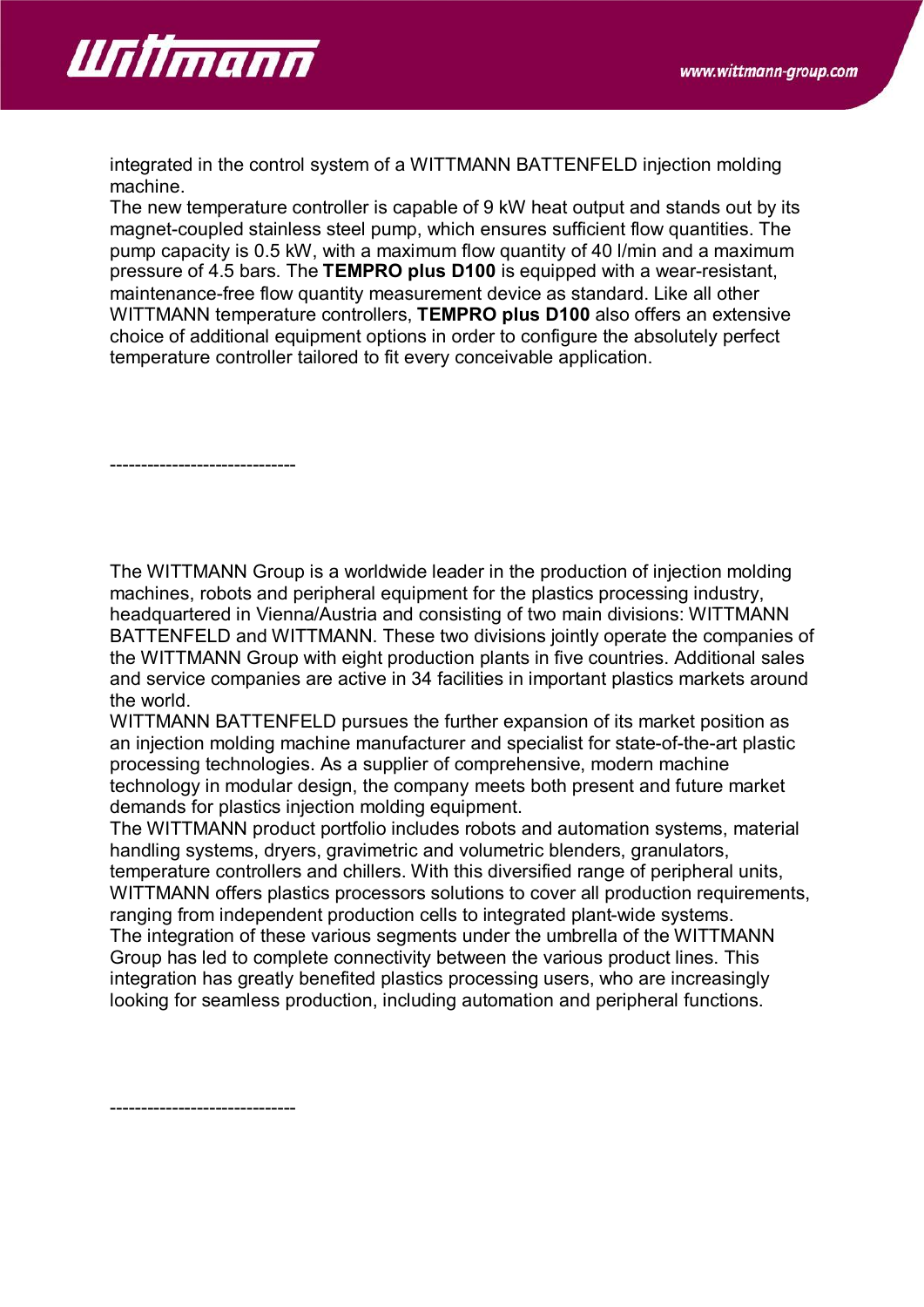integrated in the control system of a WITTMANN BATTENFELD injection molding machine.
The new temperature controller is capable of 9 kW heat output and stands out by its magnet-coupled stainless steel pump, which ensures sufficient flow quantities. The pump capacity is 0.5 kW, with a maximum flow quantity of 40 l/min and a maximum pressure of 4.5 bars. The **TEMPRO plus D100** is equipped with a wear-resistant, maintenance-free flow quantity measurement device as standard. Like all other WITTMANN temperature controllers, **TEMPRO plus D100** also offers an extensive choice of additional equipment options in order to configure the absolutely perfect temperature controller tailored to fit every conceivable application.

------------------------------

The WITTMANN Group is a worldwide leader in the production of injection molding machines, robots and peripheral equipment for the plastics processing industry, headquartered in Vienna/Austria and consisting of two main divisions: WITTMANN BATTENFELD and WITTMANN. These two divisions jointly operate the companies of the WITTMANN Group with eight production plants in five countries. Additional sales and service companies are active in 34 facilities in important plastics markets around the world.
WITTMANN BATTENFELD pursues the further expansion of its market position as an injection molding machine manufacturer and specialist for state-of-the-art plastic processing technologies. As a supplier of comprehensive, modern machine technology in modular design, the company meets both present and future market demands for plastics injection molding equipment.
The WITTMANN product portfolio includes robots and automation systems, material handling systems, dryers, gravimetric and volumetric blenders, granulators, temperature controllers and chillers. With this diversified range of peripheral units, WITTMANN offers plastics processors solutions to cover all production requirements, ranging from independent production cells to integrated plant-wide systems.
The integration of these various segments under the umbrella of the WITTMANN Group has led to complete connectivity between the various product lines. This integration has greatly benefited plastics processing users, who are increasingly looking for seamless production, including automation and peripheral functions.

------------------------------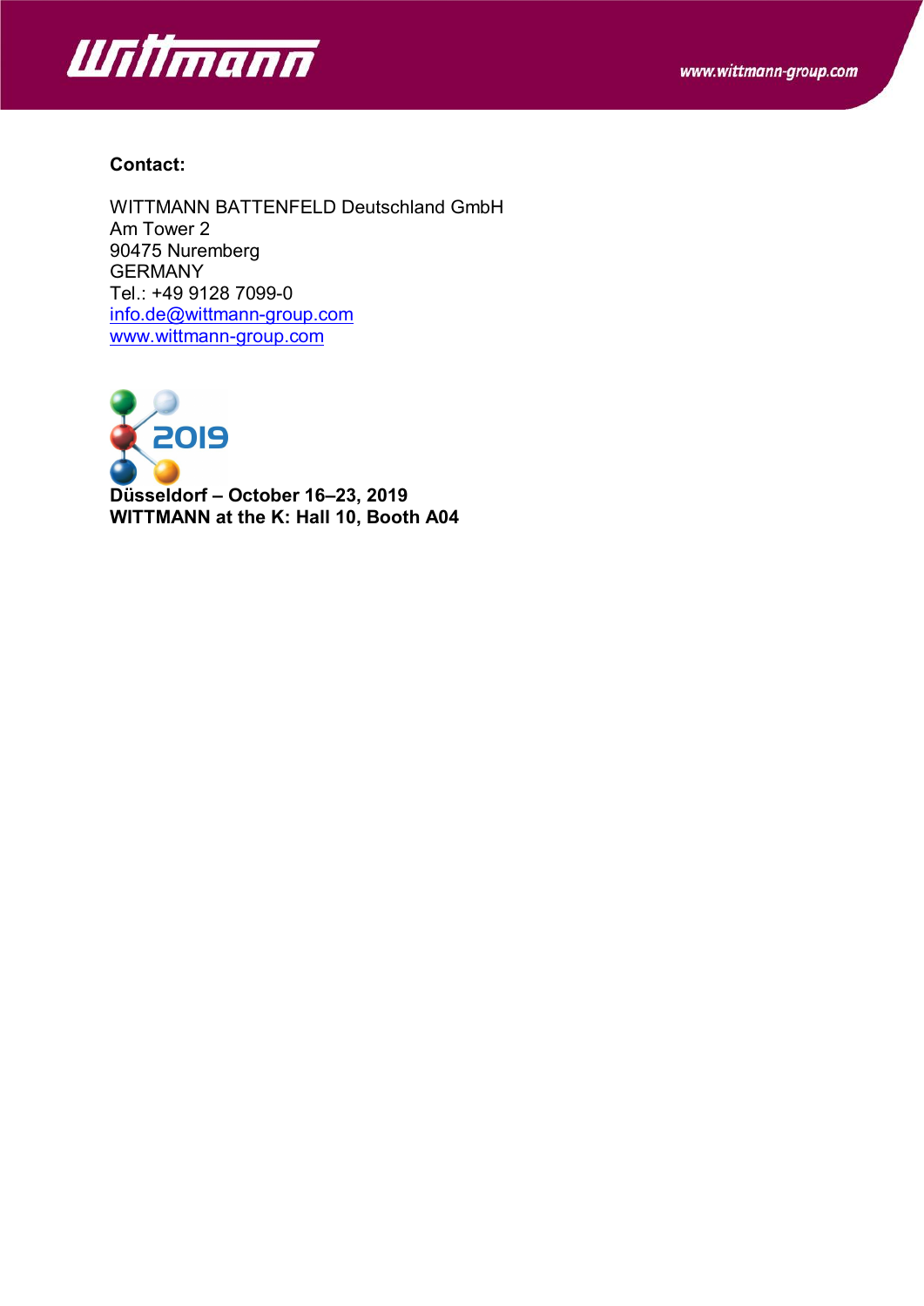**Contact:**

WITTMANN BATTENFELD Deutschland GmbH
Am Tower 2
90475 Nuremberg
GERMANY
Tel.: +49 9128 7099-0
info.de@wittmann-group.com
www.wittmann-group.com

**Düsseldorf – October 16–23, 2019**
**WITTMANN at the K: Hall 10, Booth A04**